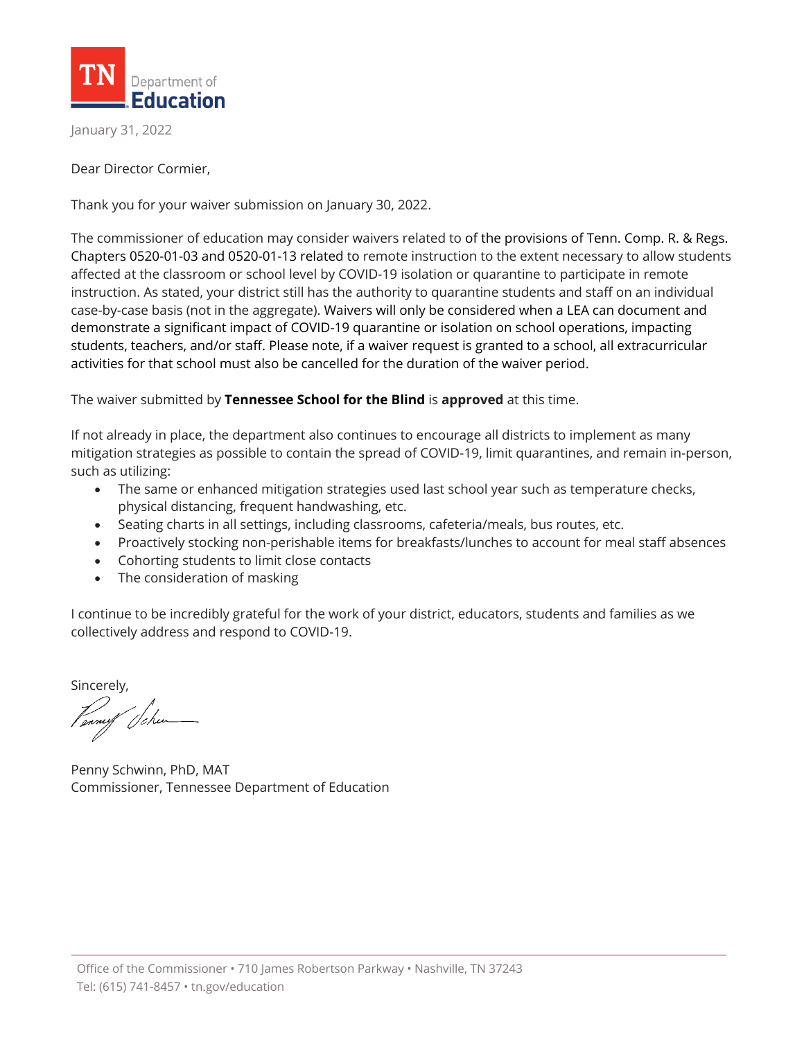TN Department of Education

January 31, 2022

Dear Director Cormier,

Thank you for your waiver submission on January 30, 2022.

The commissioner of education may consider waivers related to of the provisions of Tenn. Comp. R. & Regs. Chapters 0520-01-03 and 0520-01-13 related to remote instruction to the extent necessary to allow students affected at the classroom or school level by COVID-19 isolation or quarantine to participate in remote instruction. As stated, your district still has the authority to quarantine students and staff on an individual case-by-case basis (not in the aggregate). Waivers will only be considered when a LEA can document and demonstrate a significant impact of COVID-19 quarantine or isolation on school operations, impacting students, teachers, and/or staff. Please note, if a waiver request is granted to a school, all extracurricular activities for that school must also be cancelled for the duration of the waiver period.

The waiver submitted by **Tennessee School for the Blind** is **approved** at this time.

If not already in place, the department also continues to encourage all districts to implement as many mitigation strategies as possible to contain the spread of COVID-19, limit quarantines, and remain in-person, such as utilizing:

- The same or enhanced mitigation strategies used last school year such as temperature checks, physical distancing, frequent handwashing, etc.
- Seating charts in all settings, including classrooms, cafeteria/meals, bus routes, etc.
- Proactively stocking non-perishable items for breakfasts/lunches to account for meal staff absences
- Cohorting students to limit close contacts
- The consideration of masking

I continue to be incredibly grateful for the work of your district, educators, students and families as we collectively address and respond to COVID-19.

Sincerely,

Penny Schwinn, PhD, MAT
Commissioner, Tennessee Department of Education

Office of the Commissioner • 710 James Robertson Parkway • Nashville, TN 37243
Tel: (615) 741-8457 • tn.gov/education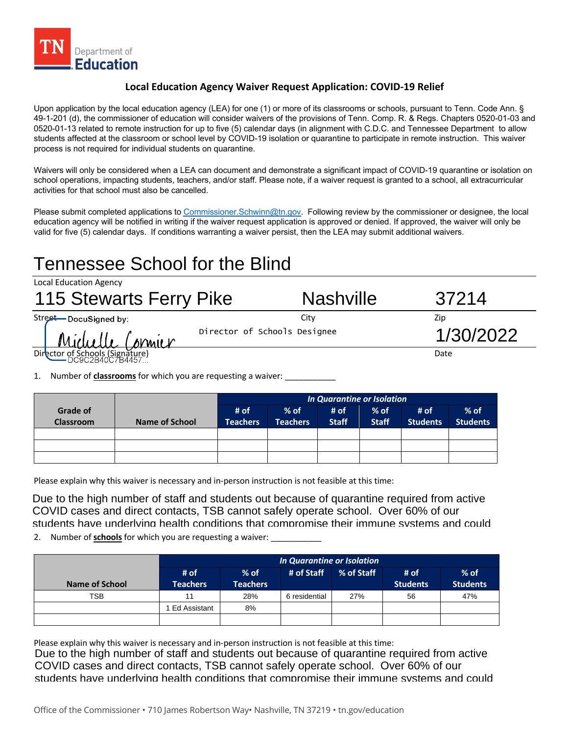TN Department of Education

**Local Education Agency Waiver Request Application: COVID-19 Relief**

Upon application by the local education agency (LEA) for one (1) or more of its classrooms or schools, pursuant to Tenn. Code Ann. § 49-1-201 (d), the commissioner of education will consider waivers of the provisions of Tenn. Comp. R. & Regs. Chapters 0520-01-03 and 0520-01-13 related to remote instruction for up to five (5) calendar days (in alignment with C.D.C. and Tennessee Department to allow students affected at the classroom or school level by COVID-19 isolation or quarantine to participate in remote instruction. This waiver process is not required for individual students on quarantine.

Waivers will only be considered when a LEA can document and demonstrate a significant impact of COVID-19 quarantine or isolation on school operations, impacting students, teachers, and/or staff. Please note, if a waiver request is granted to a school, all extracurricular activities for that school must also be cancelled.

Please submit completed applications to Commissioner.Schwinn@tn.gov. Following review by the commissioner or designee, the local education agency will be notified in writing if the waiver request application is approved or denied. If approved, the waiver will only be valid for five (5) calendar days. If conditions warranting a waiver persist, then the LEA may submit additional waivers.

# Tennessee School for the Blind

Local Education Agency

115 Stewarts Ferry Pike — Nashville — 37214

Street — City — Zip

DocuSigned by: Michelle Cormier
DC9C2B40C7B4457...

Director of Schools Designee

Director of Schools (Signature)

1/30/2022

Date

1. Number of **classrooms** for which you are requesting a waiver: ___________

| Grade of Classroom | Name of School | In Quarantine or Isolation | | | | | |
|---|---|---|---|---|---|---|---|
| | | # of Teachers | % of Teachers | # of Staff | % of Staff | # of Students | % of Students |
| | | | | | | | |
| | | | | | | | |
| | | | | | | | |

Please explain why this waiver is necessary and in-person instruction is not feasible at this time:

Due to the high number of staff and students out because of quarantine required from active COVID cases and direct contacts, TSB cannot safely operate school. Over 60% of our students have underlying health conditions that compromise their immune systems and could

2. Number of **schools** for which you are requesting a waiver: ___________

| Name of School | In Quarantine or Isolation | | | | | |
|---|---|---|---|---|---|---|
| | # of Teachers | % of Teachers | # of Staff | % of Staff | # of Students | % of Students |
| TSB | 11 | 28% | 6 residential | 27% | 56 | 47% |
| | 1 Ed Assistant | 8% | | | | |
| | | | | | | |

Please explain why this waiver is necessary and in-person instruction is not feasible at this time:

Due to the high number of staff and students out because of quarantine required from active COVID cases and direct contacts, TSB cannot safely operate school. Over 60% of our students have underlying health conditions that compromise their immune systems and could

Office of the Commissioner • 710 James Robertson Way• Nashville, TN 37219 • tn.gov/education